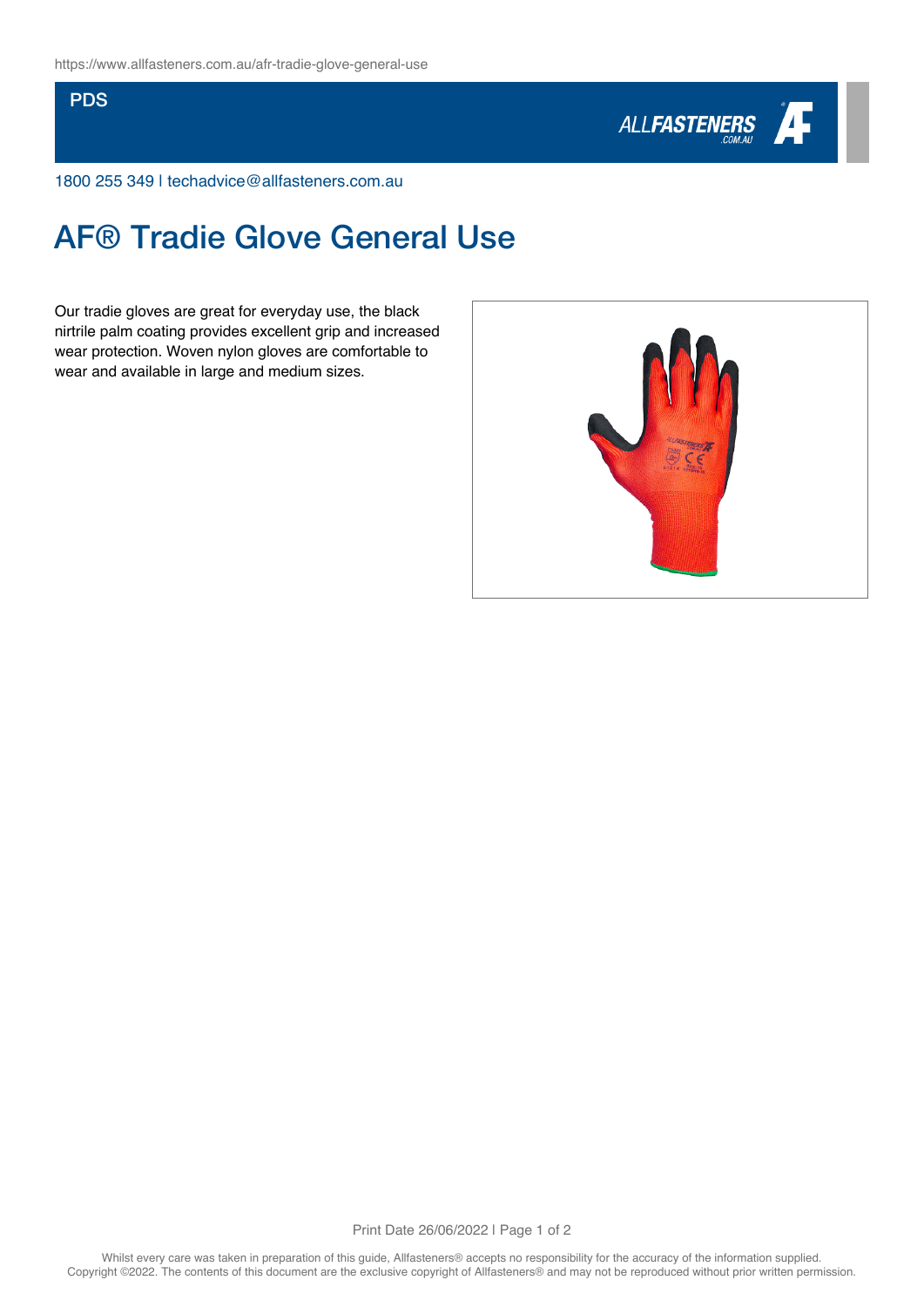https://www.allfasteners.com.au/afr-tradie-glove-general-use

PDS

1800 255 349 | techadvice@allfasteners.com.au

# AF® Tradie Glove General Use

Our tradie gloves are great for everyday use, the black nirtrile palm coating provides excellent grip and increased wear protection. Woven nylon gloves are comfortable to wear and available in large and medium sizes.

Whilst every care was taken in preparation of this guide, Allfasteners® accepts no responsibility for the accuracy of the information supplied. Copyright ©2022. The contents of this document are the exclusive copyright of Allfasteners® and may not be reproduced without prior written permission.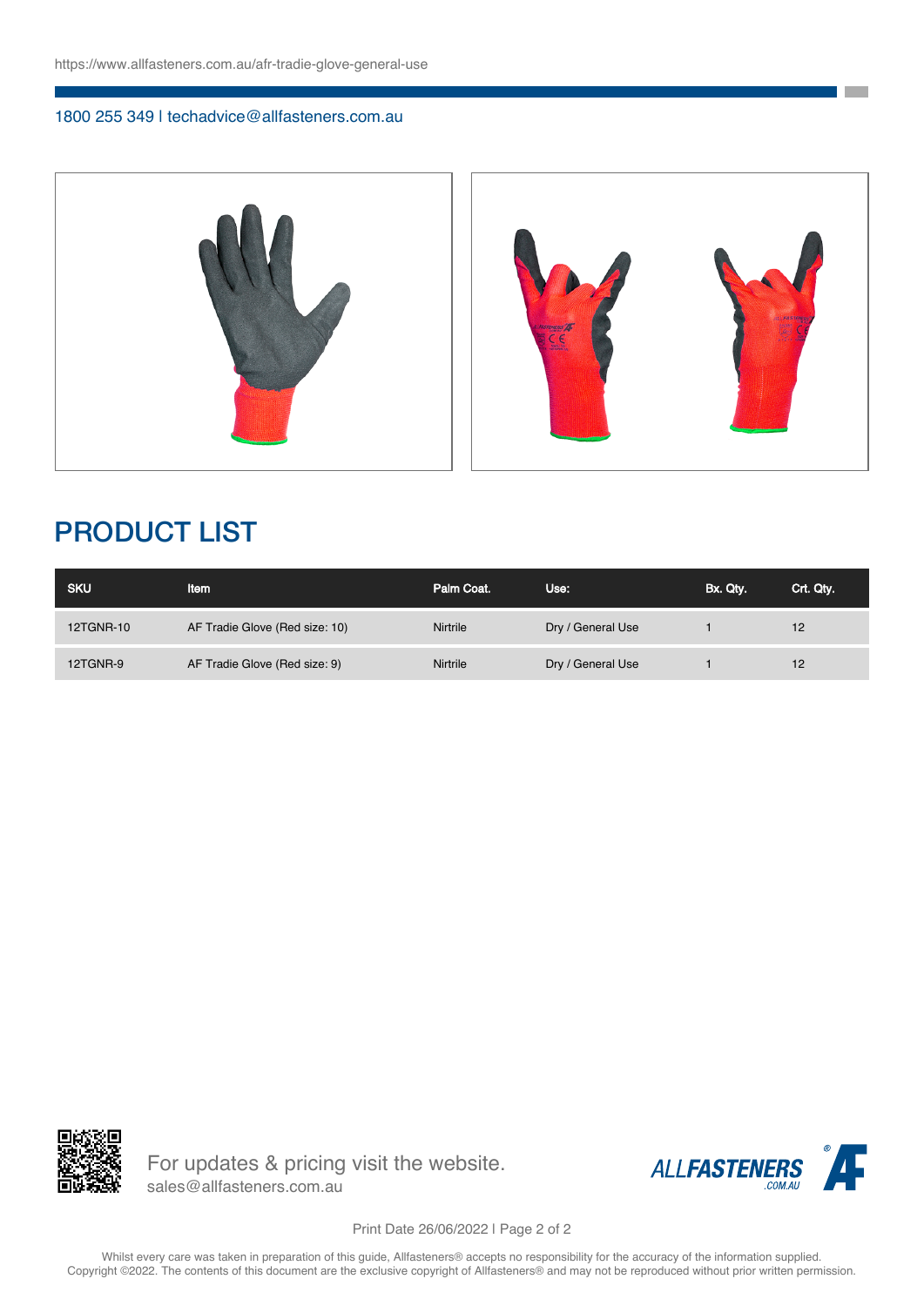1800 255 349 | techadvice@allfasteners.com.au

## PRODUCT LIST

| SKU | Item | Palm Coat. | Use: | Bx. Qty. | Crt. Qty. |
| --- | --- | --- | --- | --- | --- |
| 12TGNR-10 | AF Tradie Glove (Red size: 10) | Nirtrile | Dry / General Use | 1 | 12 |
| 12TGNR-9 | AF Tradie Glove (Red size: 9) | Nirtrile | Dry / General Use | 1 | 12 |

For updates & pricing visit the website.
sales@allfasteners.com.au

Print Date 26/06/2022

Whilst every care was taken in preparation of this guide, Allfasteners® accepts no responsibility for the accuracy of the information supplied.
Copyright ©2022. The contents of this document are the exclusive copyright of Allfasteners® and may not be reproduced without prior written permission.